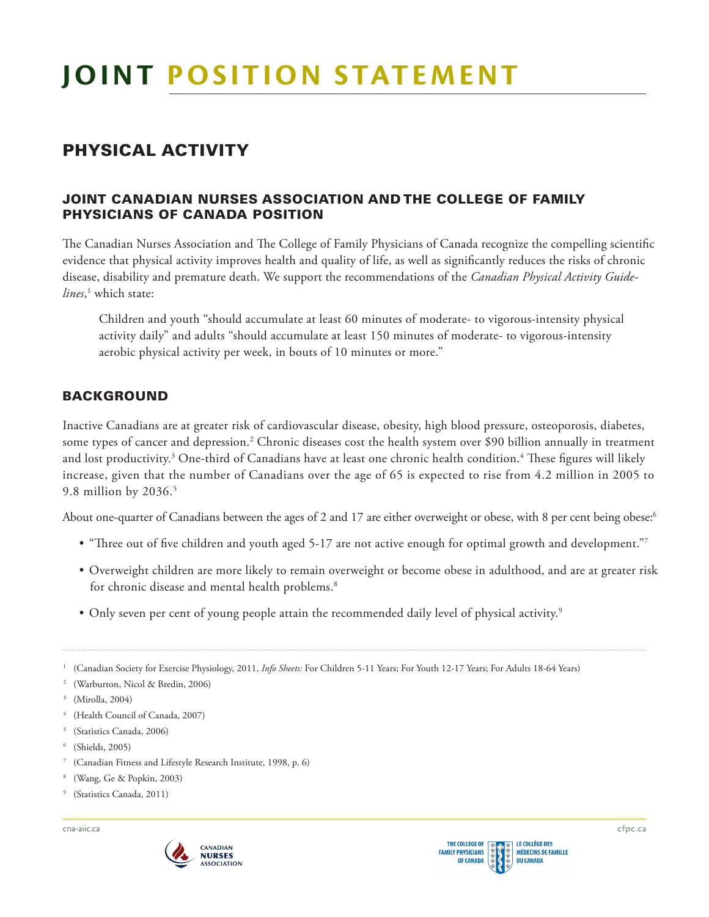# JOINT POSITION STATEMENT

## PHYSICAL ACTIVITY

### JOINT CANADIAN NURSES ASSOCIATION AND THE COLLEGE OF FAMILY PHYSICIANS OF CANADA POSITION

The Canadian Nurses Association and The College of Family Physicians of Canada recognize the compelling scientific evidence that physical activity improves health and quality of life, as well as significantly reduces the risks of chronic disease, disability and premature death. We support the recommendations of the *Canadian Physical Activity Guidelines*,[1] which state:

> Children and youth "should accumulate at least 60 minutes of moderate- to vigorous-intensity physical activity daily" and adults "should accumulate at least 150 minutes of moderate- to vigorous-intensity aerobic physical activity per week, in bouts of 10 minutes or more."

### BACKGROUND

Inactive Canadians are at greater risk of cardiovascular disease, obesity, high blood pressure, osteoporosis, diabetes, some types of cancer and depression.[2] Chronic diseases cost the health system over $90 billion annually in treatment and lost productivity.[3] One-third of Canadians have at least one chronic health condition.[4] These figures will likely increase, given that the number of Canadians over the age of 65 is expected to rise from 4.2 million in 2005 to 9.8 million by 2036.[5]

About one-quarter of Canadians between the ages of 2 and 17 are either overweight or obese, with 8 per cent being obese:[6]

- "Three out of five children and youth aged 5-17 are not active enough for optimal growth and development."[7]
- Overweight children are more likely to remain overweight or become obese in adulthood, and are at greater risk for chronic disease and mental health problems.[8]
- Only seven per cent of young people attain the recommended daily level of physical activity.[9]

---

[1] (Canadian Society for Exercise Physiology, 2011, *Info Sheets:* For Children 5-11 Years; For Youth 12-17 Years; For Adults 18-64 Years)

[2] (Warburton, Nicol & Bredin, 2006)

[3] (Mirolla, 2004)

[4] (Health Council of Canada, 2007)

[5] (Statistics Canada, 2006)

[6] (Shields, 2005)

[7] (Canadian Fitness and Lifestyle Research Institute, 1998, p. 6)

[8] (Wang, Ge & Popkin, 2003)

[9] (Statistics Canada, 2011)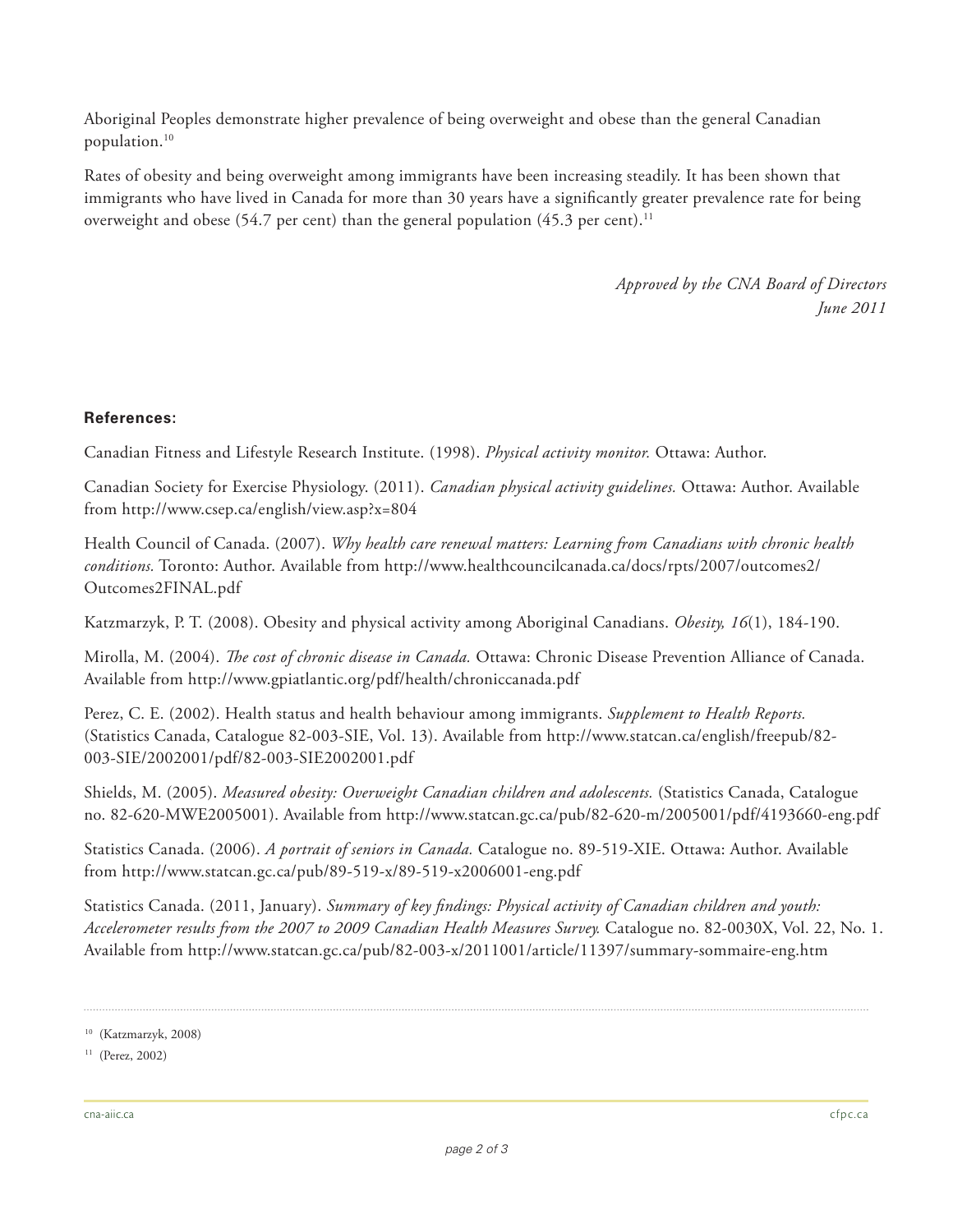Aboriginal Peoples demonstrate higher prevalence of being overweight and obese than the general Canadian population.[10]

Rates of obesity and being overweight among immigrants have been increasing steadily. It has been shown that immigrants who have lived in Canada for more than 30 years have a significantly greater prevalence rate for being overweight and obese (54.7 per cent) than the general population (45.3 per cent).[11]

*Approved by the CNA Board of Directors*
*June 2011*

**References:**

Canadian Fitness and Lifestyle Research Institute. (1998). *Physical activity monitor.* Ottawa: Author.

Canadian Society for Exercise Physiology. (2011). *Canadian physical activity guidelines.* Ottawa: Author. Available from http://www.csep.ca/english/view.asp?x=804

Health Council of Canada. (2007). *Why health care renewal matters: Learning from Canadians with chronic health conditions.* Toronto: Author. Available from http://www.healthcouncilcanada.ca/docs/rpts/2007/outcomes2/Outcomes2FINAL.pdf

Katzmarzyk, P. T. (2008). Obesity and physical activity among Aboriginal Canadians. *Obesity, 16*(1), 184-190.

Mirolla, M. (2004). *The cost of chronic disease in Canada.* Ottawa: Chronic Disease Prevention Alliance of Canada. Available from http://www.gpiatlantic.org/pdf/health/chroniccanada.pdf

Perez, C. E. (2002). Health status and health behaviour among immigrants. *Supplement to Health Reports.* (Statistics Canada, Catalogue 82-003-SIE, Vol. 13). Available from http://www.statcan.ca/english/freepub/82-003-SIE/2002001/pdf/82-003-SIE2002001.pdf

Shields, M. (2005). *Measured obesity: Overweight Canadian children and adolescents.* (Statistics Canada, Catalogue no. 82-620-MWE2005001). Available from http://www.statcan.gc.ca/pub/82-620-m/2005001/pdf/4193660-eng.pdf

Statistics Canada. (2006). *A portrait of seniors in Canada.* Catalogue no. 89-519-XIE. Ottawa: Author. Available from http://www.statcan.gc.ca/pub/89-519-x/89-519-x2006001-eng.pdf

Statistics Canada. (2011, January). *Summary of key findings: Physical activity of Canadian children and youth: Accelerometer results from the 2007 to 2009 Canadian Health Measures Survey.* Catalogue no. 82-0030X, Vol. 22, No. 1. Available from http://www.statcan.gc.ca/pub/82-003-x/2011001/article/11397/summary-sommaire-eng.htm

---

[10] (Katzmarzyk, 2008)

[11] (Perez, 2002)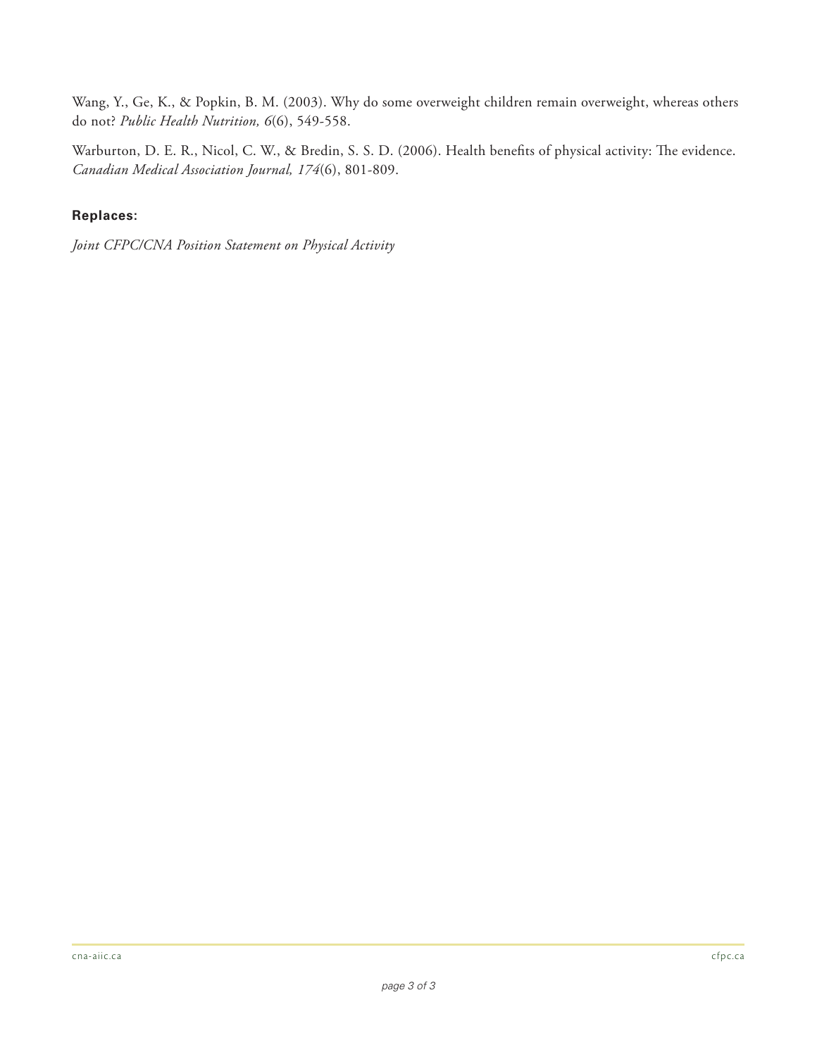Wang, Y., Ge, K., & Popkin, B. M. (2003). Why do some overweight children remain overweight, whereas others do not? *Public Health Nutrition, 6*(6), 549-558.

Warburton, D. E. R., Nicol, C. W., & Bredin, S. S. D. (2006). Health benefits of physical activity: The evidence. *Canadian Medical Association Journal, 174*(6), 801-809.

**Replaces:**

*Joint CFPC/CNA Position Statement on Physical Activity*

cna-aiic.ca cfpc.ca